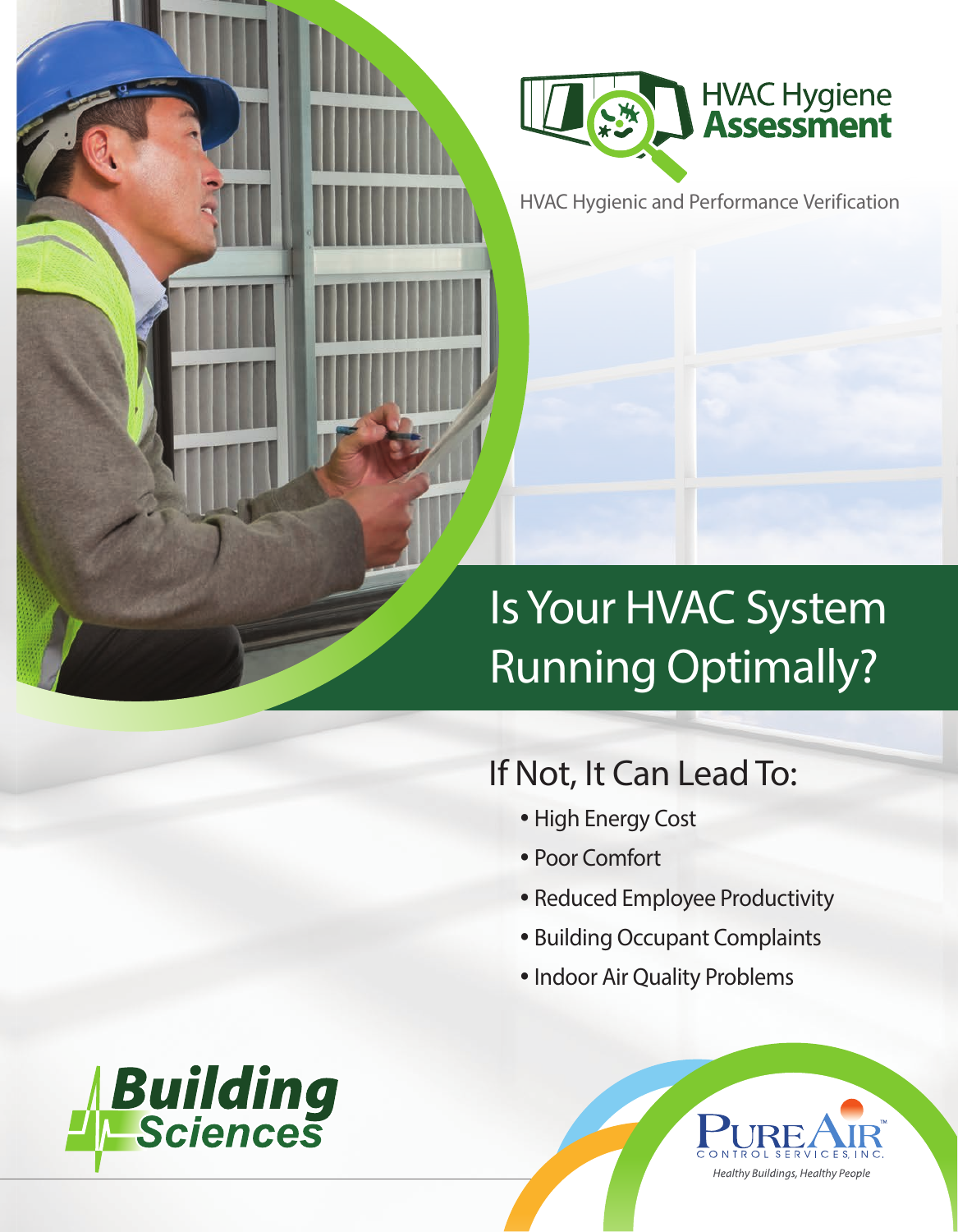# HVAC Hygiene Assessment

HVAC Hygienic and Performance Verification

## Is Your HVAC System Running Optimally?

### If Not, It Can Lead To:

- High Energy Cost
- Poor Comfort
- Reduced Employee Productivity
- Building Occupant Complaints
- Indoor Air Quality Problems

Building Sciences

PureAir Control Services, Inc.™

*Healthy Buildings, Healthy People*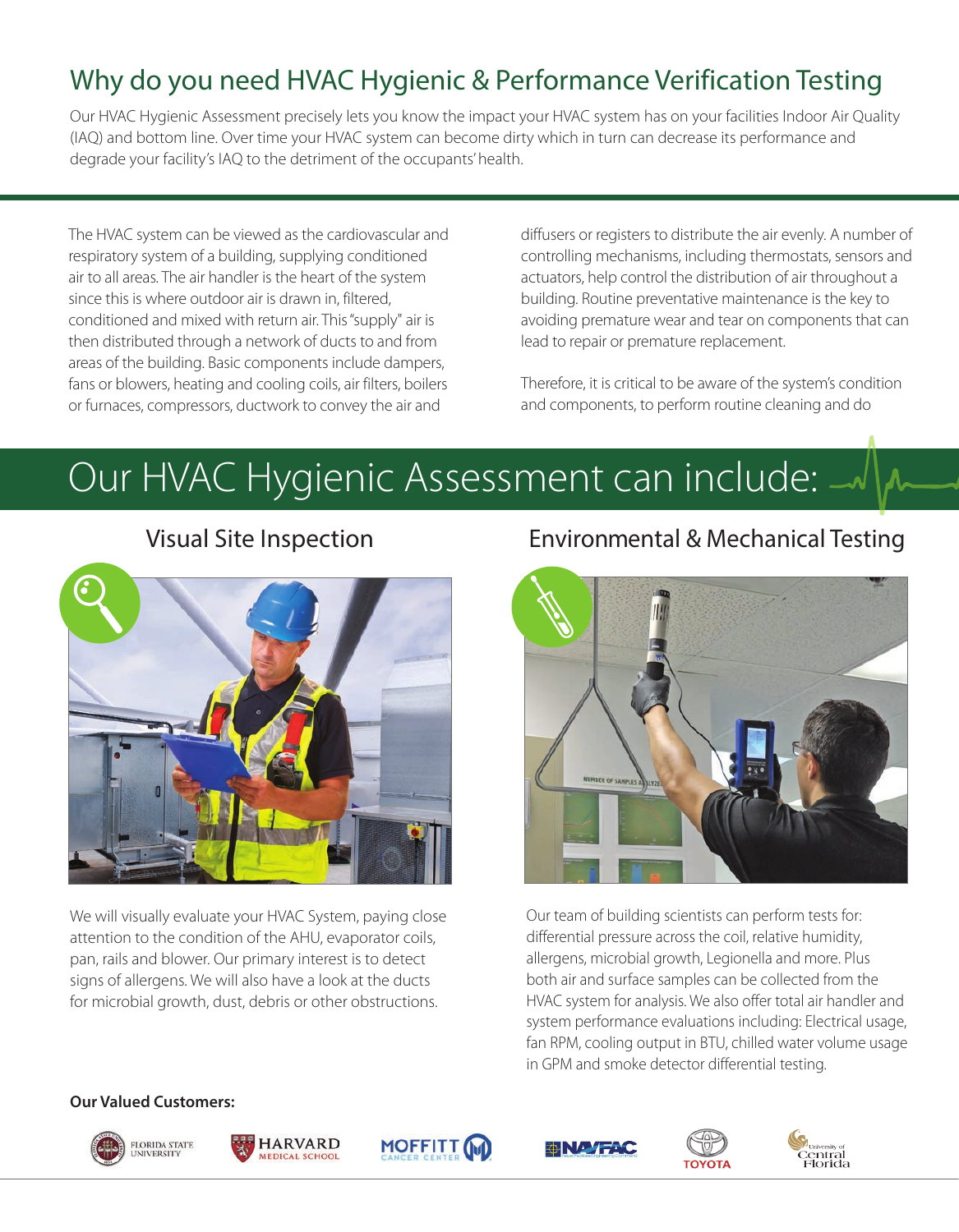# Why do you need HVAC Hygienic & Performance Verification Testing

Our HVAC Hygienic Assessment precisely lets you know the impact your HVAC system has on your facilities Indoor Air Quality (IAQ) and bottom line. Over time your HVAC system can become dirty which in turn can decrease its performance and degrade your facility's IAQ to the detriment of the occupants' health.

The HVAC system can be viewed as the cardiovascular and respiratory system of a building, supplying conditioned air to all areas. The air handler is the heart of the system since this is where outdoor air is drawn in, filtered, conditioned and mixed with return air. This "supply" air is then distributed through a network of ducts to and from areas of the building. Basic components include dampers, fans or blowers, heating and cooling coils, air filters, boilers or furnaces, compressors, ductwork to convey the air and diffusers or registers to distribute the air evenly. A number of controlling mechanisms, including thermostats, sensors and actuators, help control the distribution of air throughout a building. Routine preventative maintenance is the key to avoiding premature wear and tear on components that can lead to repair or premature replacement.

Therefore, it is critical to be aware of the system's condition and components, to perform routine cleaning and do

# Our HVAC Hygienic Assessment can include:

## Visual Site Inspection

We will visually evaluate your HVAC System, paying close attention to the condition of the AHU, evaporator coils, pan, rails and blower. Our primary interest is to detect signs of allergens. We will also have a look at the ducts for microbial growth, dust, debris or other obstructions.

## Environmental & Mechanical Testing

Our team of building scientists can perform tests for: differential pressure across the coil, relative humidity, allergens, microbial growth, Legionella and more. Plus both air and surface samples can be collected from the HVAC system for analysis. We also offer total air handler and system performance evaluations including: Electrical usage, fan RPM, cooling output in BTU, chilled water volume usage in GPM and smoke detector differential testing.

**Our Valued Customers:**

Florida State University · Harvard Medical School · Moffitt Cancer Center · NAVFAC · Toyota · University of Central Florida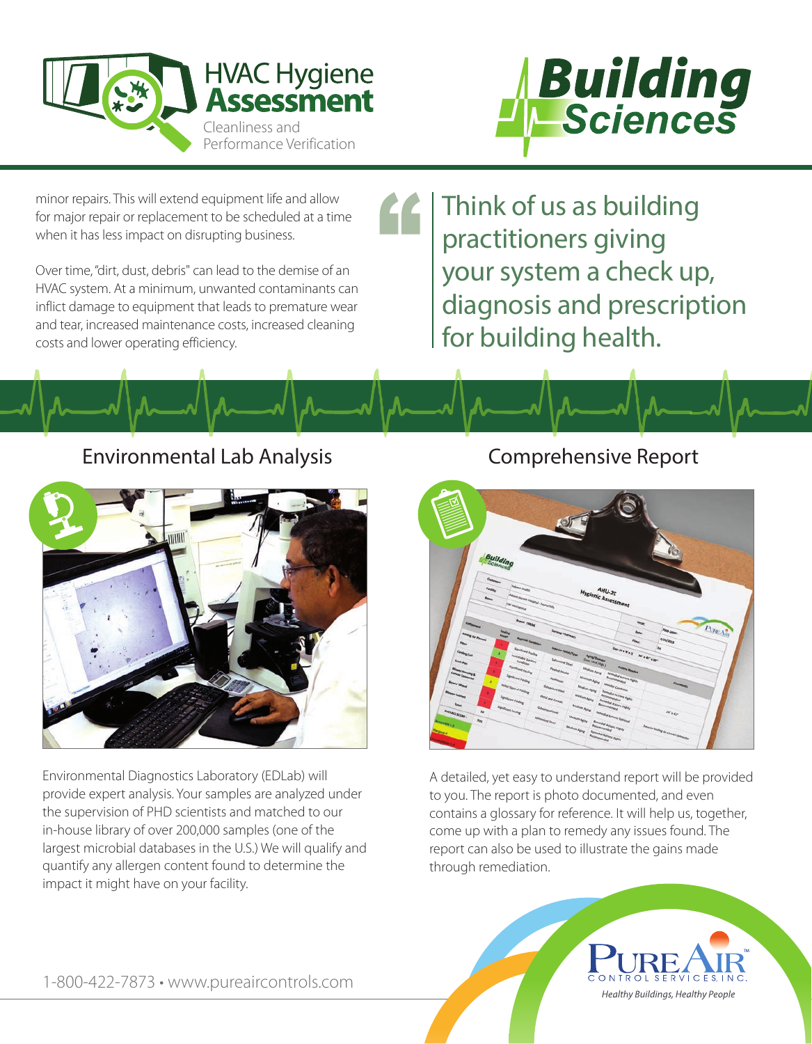# HVAC Hygiene Assessment

Cleanliness and Performance Verification

Building Sciences

minor repairs. This will extend equipment life and allow for major repair or replacement to be scheduled at a time when it has less impact on disrupting business.

Over time, "dirt, dust, debris" can lead to the demise of an HVAC system. At a minimum, unwanted contaminants can inflict damage to equipment that leads to premature wear and tear, increased maintenance costs, increased cleaning costs and lower operating efficiency.

> Think of us as building practitioners giving your system a check up, diagnosis and prescription for building health.

## Environmental Lab Analysis

Environmental Diagnostics Laboratory (EDLab) will provide expert analysis. Your samples are analyzed under the supervision of PHD scientists and matched to our in-house library of over 200,000 samples (one of the largest microbial databases in the U.S.) We will qualify and quantify any allergen content found to determine the impact it might have on your facility.

## Comprehensive Report

A detailed, yet easy to understand report will be provided to you. The report is photo documented, and even contains a glossary for reference. It will help us, together, come up with a plan to remedy any issues found. The report can also be used to illustrate the gains made through remediation.

1-800-422-7873 • www.pureaircontrols.com

PureAir Control Services, Inc.
*Healthy Buildings, Healthy People*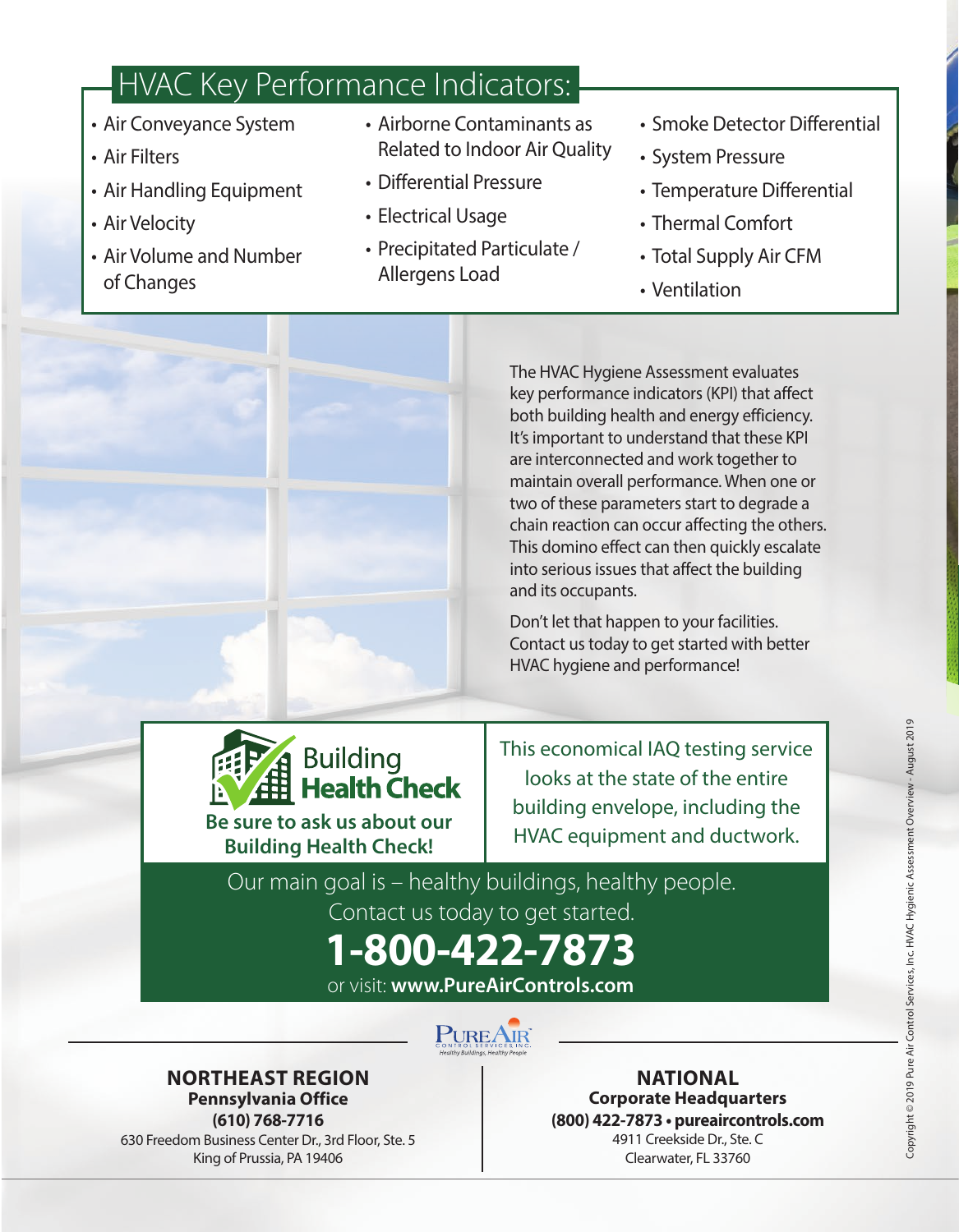## HVAC Key Performance Indicators:

- Air Conveyance System
- Air Filters
- Air Handling Equipment
- Air Velocity
- Air Volume and Number of Changes
- Airborne Contaminants as Related to Indoor Air Quality
- Differential Pressure
- Electrical Usage
- Precipitated Particulate / Allergens Load
- Smoke Detector Differential
- System Pressure
- Temperature Differential
- Thermal Comfort
- Total Supply Air CFM
- Ventilation

The HVAC Hygiene Assessment evaluates key performance indicators (KPI) that affect both building health and energy efficiency. It's important to understand that these KPI are interconnected and work together to maintain overall performance. When one or two of these parameters start to degrade a chain reaction can occur affecting the others. This domino effect can then quickly escalate into serious issues that affect the building and its occupants.

Don't let that happen to your facilities. Contact us today to get started with better HVAC hygiene and performance!

**Building Health Check**

**Be sure to ask us about our Building Health Check!**

This economical IAQ testing service looks at the state of the entire building envelope, including the HVAC equipment and ductwork.

Our main goal is – healthy buildings, healthy people.

Contact us today to get started.

**1-800-422-7873**

or visit: **www.PureAirControls.com**

PURE AIR CONTROL SERVICES INC.
*Healthy Buildings, Healthy People*

**NORTHEAST REGION**
**Pennsylvania Office**
**(610) 768-7716**
630 Freedom Business Center Dr., 3rd Floor, Ste. 5
King of Prussia, PA 19406

**NATIONAL**
**Corporate Headquarters**
**(800) 422-7873 • pureaircontrols.com**
4911 Creekside Dr., Ste. C
Clearwater, FL 33760

Copyright © 2019 Pure Air Control Services, Inc. HVAC Hygienic Assessment Overview - August 2019